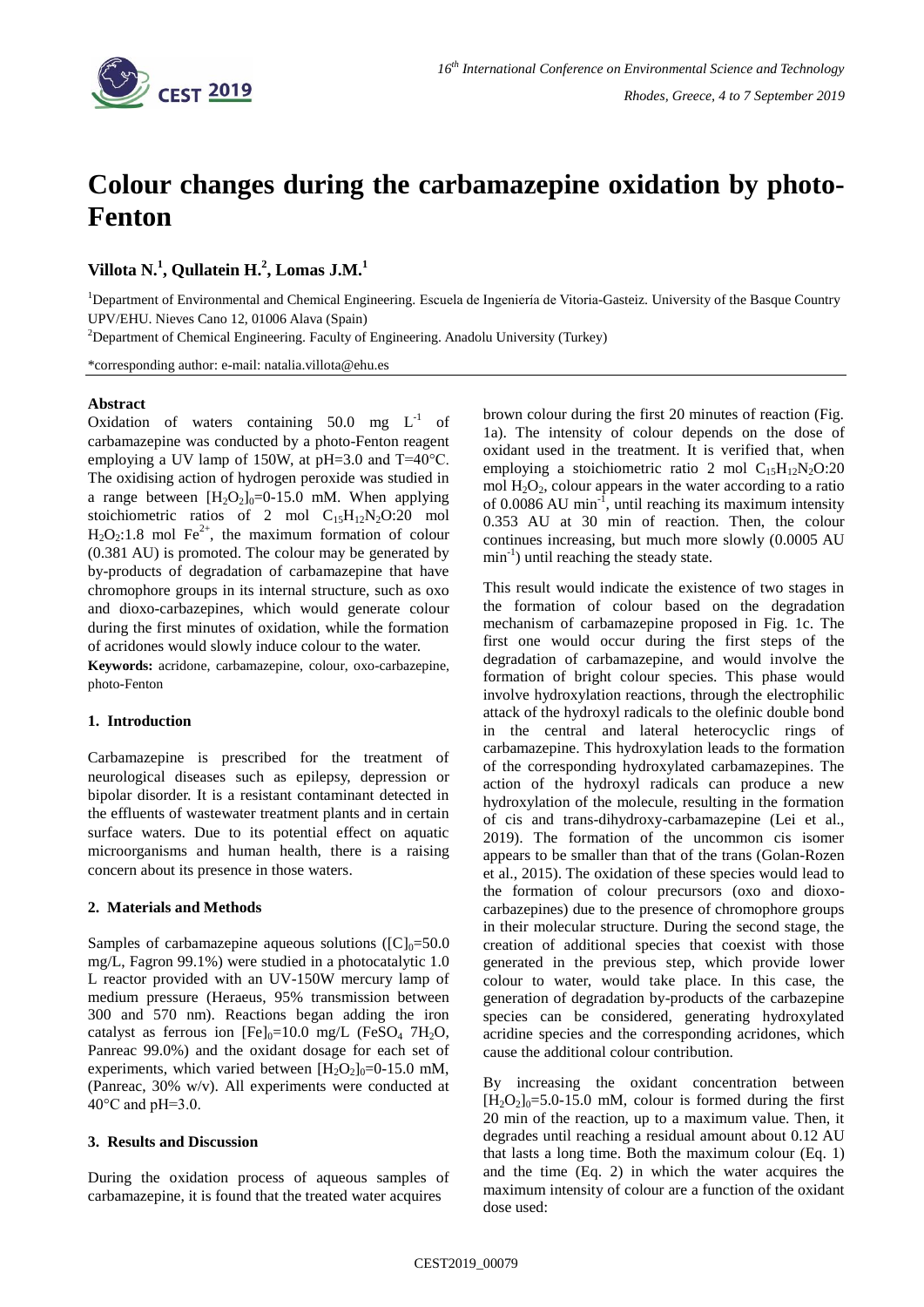# Colour changes during the carbamazepine oxidation by photo-Fenton

**Villota N.[1], Qullatein H.[2], Lomas J.M.[1]**

[1]Department of Environmental and Chemical Engineering. Escuela de Ingeniería de Vitoria-Gasteiz. University of the Basque Country UPV/EHU. Nieves Cano 12, 01006 Alava (Spain)

[2]Department of Chemical Engineering. Faculty of Engineering. Anadolu University (Turkey)

*corresponding author: e-mail: natalia.villota@ehu.es

**Abstract**

Oxidation of waters containing 50.0 mg $L^{-1}$ of carbamazepine was conducted by a photo-Fenton reagent employing a UV lamp of 150W, at pH=3.0 and T=40°C. The oxidising action of hydrogen peroxide was studied in a range between $[H_2O_2]_0$=0-15.0 mM. When applying stoichiometric ratios of 2 mol $C_{15}H_{12}N_2O$:20 mol $H_2O_2$:1.8 mol $Fe^{2+}$, the maximum formation of colour (0.381 AU) is promoted. The colour may be generated by by-products of degradation of carbamazepine that have chromophore groups in its internal structure, such as oxo and dioxo-carbazepines, which would generate colour during the first minutes of oxidation, while the formation of acridones would slowly induce colour to the water.

**Keywords:** acridone, carbamazepine, colour, oxo-carbazepine, photo-Fenton

## 1. Introduction

Carbamazepine is prescribed for the treatment of neurological diseases such as epilepsy, depression or bipolar disorder. It is a resistant contaminant detected in the effluents of wastewater treatment plants and in certain surface waters. Due to its potential effect on aquatic microorganisms and human health, there is a raising concern about its presence in those waters.

## 2. Materials and Methods

Samples of carbamazepine aqueous solutions ($[C]_0$=50.0 mg/L, Fagron 99.1%) were studied in a photocatalytic 1.0 L reactor provided with an UV-150W mercury lamp of medium pressure (Heraeus, 95% transmission between 300 and 570 nm). Reactions began adding the iron catalyst as ferrous ion $[Fe]_0$=10.0 mg/L ($FeSO_4$ $7H_2O$, Panreac 99.0%) and the oxidant dosage for each set of experiments, which varied between $[H_2O_2]_0$=0-15.0 mM, (Panreac, 30% w/v). All experiments were conducted at 40°C and pH=3.0.

## 3. Results and Discussion

During the oxidation process of aqueous samples of carbamazepine, it is found that the treated water acquires brown colour during the first 20 minutes of reaction (Fig. 1a). The intensity of colour depends on the dose of oxidant used in the treatment. It is verified that, when employing a stoichiometric ratio 2 mol $C_{15}H_{12}N_2O$:20 mol $H_2O_2$, colour appears in the water according to a ratio of 0.0086 AU $min^{-1}$, until reaching its maximum intensity 0.353 AU at 30 min of reaction. Then, the colour continues increasing, but much more slowly (0.0005 AU $min^{-1}$) until reaching the steady state.

This result would indicate the existence of two stages in the formation of colour based on the degradation mechanism of carbamazepine proposed in Fig. 1c. The first one would occur during the first steps of the degradation of carbamazepine, and would involve the formation of bright colour species. This phase would involve hydroxylation reactions, through the electrophilic attack of the hydroxyl radicals to the olefinic double bond in the central and lateral heterocyclic rings of carbamazepine. This hydroxylation leads to the formation of the corresponding hydroxylated carbamazepines. The action of the hydroxyl radicals can produce a new hydroxylation of the molecule, resulting in the formation of cis and trans-dihydroxy-carbamazepine (Lei et al., 2019). The formation of the uncommon cis isomer appears to be smaller than that of the trans (Golan-Rozen et al., 2015). The oxidation of these species would lead to the formation of colour precursors (oxo and dioxo-carbazepines) due to the presence of chromophore groups in their molecular structure. During the second stage, the creation of additional species that coexist with those generated in the previous step, which provide lower colour to water, would take place. In this case, the generation of degradation by-products of the carbazepine species can be considered, generating hydroxylated acridine species and the corresponding acridones, which cause the additional colour contribution.

By increasing the oxidant concentration between $[H_2O_2]_0$=5.0-15.0 mM, colour is formed during the first 20 min of the reaction, up to a maximum value. Then, it degrades until reaching a residual amount about 0.12 AU that lasts a long time. Both the maximum colour (Eq. 1) and the time (Eq. 2) in which the water acquires the maximum intensity of colour are a function of the oxidant dose used: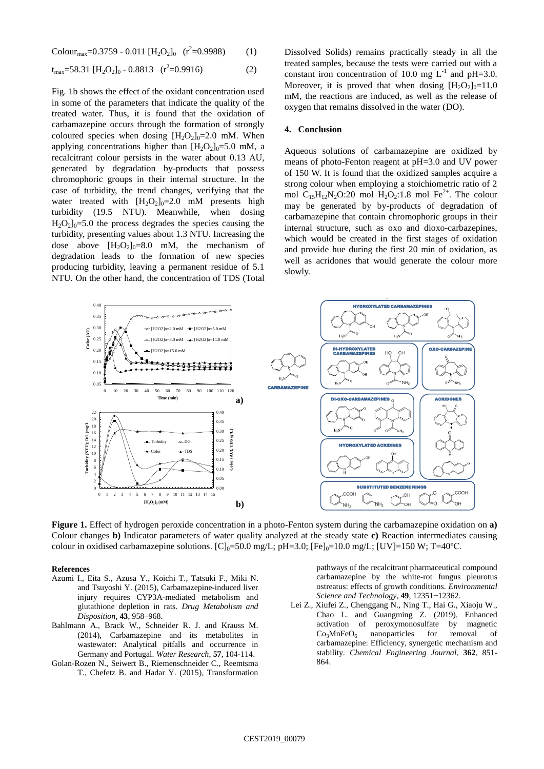$$\text{Colour}_{max}=0.3759 - 0.011\,[H_2O_2]_0 \quad (r^2=0.9988) \tag{1}$$

$$t_{max}=58.31\,[H_2O_2]_0 - 0.8813 \quad (r^2=0.9916) \tag{2}$$

Fig. 1b shows the effect of the oxidant concentration used in some of the parameters that indicate the quality of the treated water. Thus, it is found that the oxidation of carbamazepine occurs through the formation of strongly coloured species when dosing $[H_2O_2]_0$=2.0 mM. When applying concentrations higher than $[H_2O_2]_0$=5.0 mM, a recalcitrant colour persists in the water about 0.13 AU, generated by degradation by-products that possess chromophoric groups in their internal structure. In the case of turbidity, the trend changes, verifying that the water treated with $[H_2O_2]_0$=2.0 mM presents high turbidity (19.5 NTU). Meanwhile, when dosing $H_2O_2]_0$=5.0 the process degrades the species causing the turbidity, presenting values about 1.3 NTU. Increasing the dose above $[H_2O_2]_0$=8.0 mM, the mechanism of degradation leads to the formation of new species producing turbidity, leaving a permanent residue of 5.1 NTU. On the other hand, the concentration of TDS (Total Dissolved Solids) remains practically steady in all the treated samples, because the tests were carried out with a constant iron concentration of 10.0 mg $L^{-1}$ and pH=3.0. Moreover, it is proved that when dosing $[H_2O_2]_0$=11.0 mM, the reactions are induced, as well as the release of oxygen that remains dissolved in the water (DO).

## 4. Conclusion

Aqueous solutions of carbamazepine are oxidized by means of photo-Fenton reagent at pH=3.0 and UV power of 150 W. It is found that the oxidized samples acquire a strong colour when employing a stoichiometric ratio of 2 mol $C_{15}H_{12}N_2O$:20 mol $H_2O_2$:1.8 mol $Fe^{2+}$. The colour may be generated by by-products of degradation of carbamazepine that contain chromophoric groups in their internal structure, such as oxo and dioxo-carbazepines, which would be created in the first stages of oxidation and provide hue during the first 20 min of oxidation, as well as acridones that would generate the colour more slowly.

a)

Color (AU)
0.40
0.35
0.30
0.25
0.20
0.15
0.10
0.05
0 10 20 30 40 50 60 70 80 90 100 110 120
Time (min)
[H2O2]o=2.0 mM
[H2O2]o=5.0 mM
[H2O2]o=8.0 mM
[H2O2]o=11.0 mM
[H2O2]o=15.0 mM

b)

Turbidity (NTU); DO (mg/L)
22 20 18 16 14 12 10 8 6 4 2 0
Color (AU); TDS (g/L)
0.40 0.35 0.30 0.25 0.20 0.15 0.10 0.05 0.00
0 1 2 3 4 5 6 7 8 9 10 11 12 13 14 15
$[H_2O_2]_0$ (mM)
Turbidity
DO
Color
TDS

c)

CARBAMAZEPINE
HYDROXYLATED CARBAMAZEPINES
DI-HYDROXYLATED CARBAMAZEPINES
OXO-CARBAZEPINE
DI-OXO-CARBAMAZEPINES
ACRIDONES
HYDROXYLATED ACRIDINES
SUBSTITUTED BENZENE RINGS

**Figure 1.** Effect of hydrogen peroxide concentration in a photo-Fenton system during the carbamazepine oxidation on **a)** Colour changes **b)** Indicator parameters of water quality analyzed at the steady state **c)** Reaction intermediates causing colour in oxidised carbamazepine solutions. $[C]_0$=50.0 mg/L; pH=3.0; $[Fe]_0$=10.0 mg/L; [UV]=150 W; T=40ºC.

### References

Azumi I., Eita S., Azusa Y., Koichi T., Tatsuki F., Miki N. and Tsuyoshi Y. (2015), Carbamazepine-induced liver injury requires CYP3A-mediated metabolism and glutathione depletion in rats. *Drug Metabolism and Disposition*, **43**, 958–968.

Bahlmann A., Brack W., Schneider R. J. and Krauss M. (2014), Carbamazepine and its metabolites in wastewater: Analytical pitfalls and occurrence in Germany and Portugal. *Water Research*, **57**, 104-114.

Golan-Rozen N., Seiwert B., Riemenschneider C., Reemtsma T., Chefetz B. and Hadar Y. (2015), Transformation pathways of the recalcitrant pharmaceutical compound carbamazepine by the white-rot fungus pleurotus ostreatus: effects of growth conditions. *Environmental Science and Technology*, **49**, 12351−12362.

Lei Z., Xiufei Z., Chenggang N., Ning T., Hai G., Xiaoju W., Chao L. and Guangming Z. (2019), Enhanced activation of peroxymonosulfate by magnetic $Co_3MnFeO_6$ nanoparticles for removal of carbamazepine: Efficiency, synergetic mechanism and stability. *Chemical Engineering Journal*, **362**, 851-864.